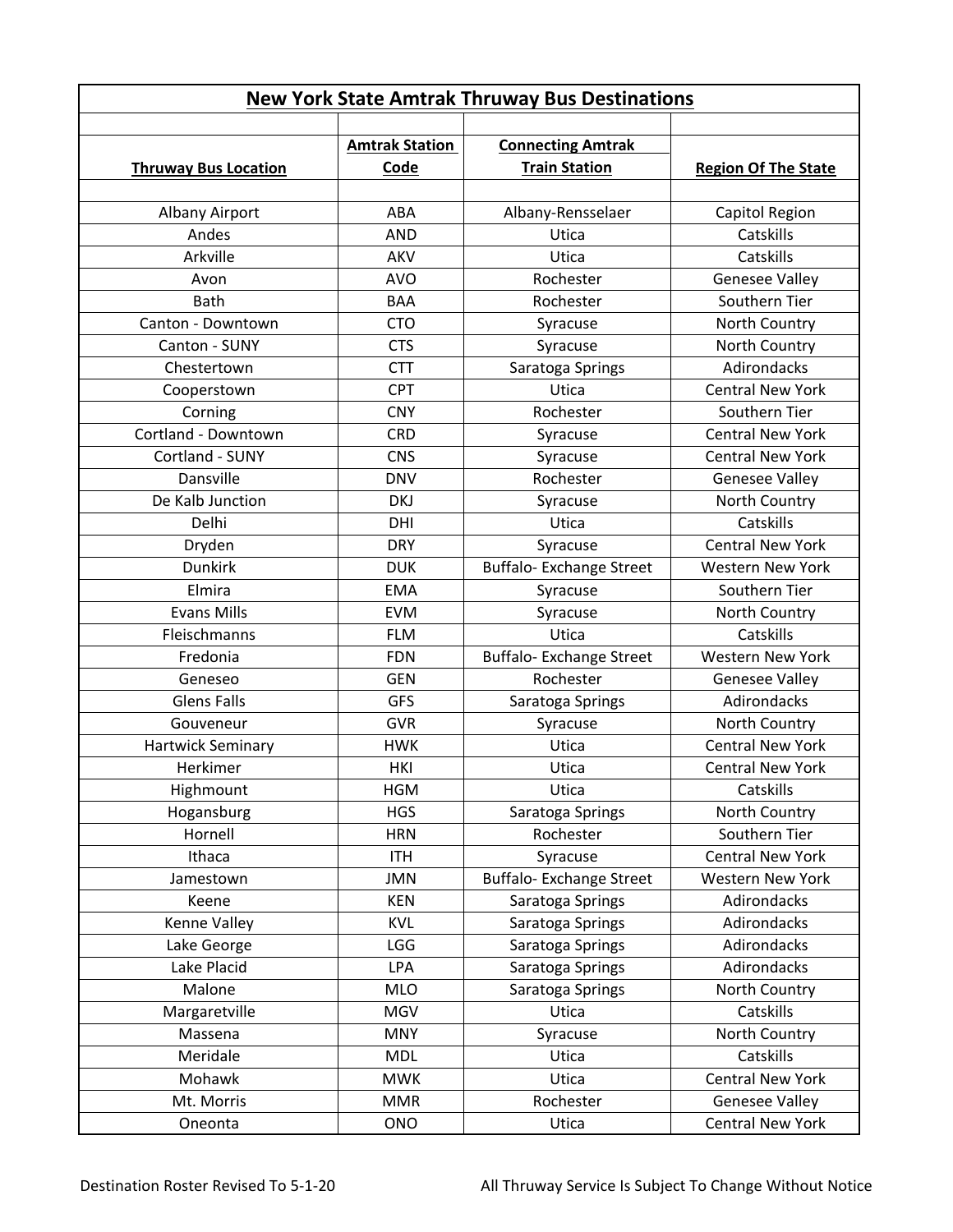## New York State Amtrak Thruway Bus Destinations

| Thruway Bus Location | Amtrak Station Code | Connecting Amtrak Train Station | Region Of The State |
|---|---|---|---|
| Albany Airport | ABA | Albany-Rensselaer | Capitol Region |
| Andes | AND | Utica | Catskills |
| Arkville | AKV | Utica | Catskills |
| Avon | AVO | Rochester | Genesee Valley |
| Bath | BAA | Rochester | Southern Tier |
| Canton - Downtown | CTO | Syracuse | North Country |
| Canton - SUNY | CTS | Syracuse | North Country |
| Chestertown | CTT | Saratoga Springs | Adirondacks |
| Cooperstown | CPT | Utica | Central New York |
| Corning | CNY | Rochester | Southern Tier |
| Cortland - Downtown | CRD | Syracuse | Central New York |
| Cortland - SUNY | CNS | Syracuse | Central New York |
| Dansville | DNV | Rochester | Genesee Valley |
| De Kalb Junction | DKJ | Syracuse | North Country |
| Delhi | DHI | Utica | Catskills |
| Dryden | DRY | Syracuse | Central New York |
| Dunkirk | DUK | Buffalo- Exchange Street | Western New York |
| Elmira | EMA | Syracuse | Southern Tier |
| Evans Mills | EVM | Syracuse | North Country |
| Fleischmanns | FLM | Utica | Catskills |
| Fredonia | FDN | Buffalo- Exchange Street | Western New York |
| Geneseo | GEN | Rochester | Genesee Valley |
| Glens Falls | GFS | Saratoga Springs | Adirondacks |
| Gouveneur | GVR | Syracuse | North Country |
| Hartwick Seminary | HWK | Utica | Central New York |
| Herkimer | HKI | Utica | Central New York |
| Highmount | HGM | Utica | Catskills |
| Hogansburg | HGS | Saratoga Springs | North Country |
| Hornell | HRN | Rochester | Southern Tier |
| Ithaca | ITH | Syracuse | Central New York |
| Jamestown | JMN | Buffalo- Exchange Street | Western New York |
| Keene | KEN | Saratoga Springs | Adirondacks |
| Kenne Valley | KVL | Saratoga Springs | Adirondacks |
| Lake George | LGG | Saratoga Springs | Adirondacks |
| Lake Placid | LPA | Saratoga Springs | Adirondacks |
| Malone | MLO | Saratoga Springs | North Country |
| Margaretville | MGV | Utica | Catskills |
| Massena | MNY | Syracuse | North Country |
| Meridale | MDL | Utica | Catskills |
| Mohawk | MWK | Utica | Central New York |
| Mt. Morris | MMR | Rochester | Genesee Valley |
| Oneonta | ONO | Utica | Central New York |

Destination Roster Revised To 5-1-20

All Thruway Service Is Subject To Change Without Notice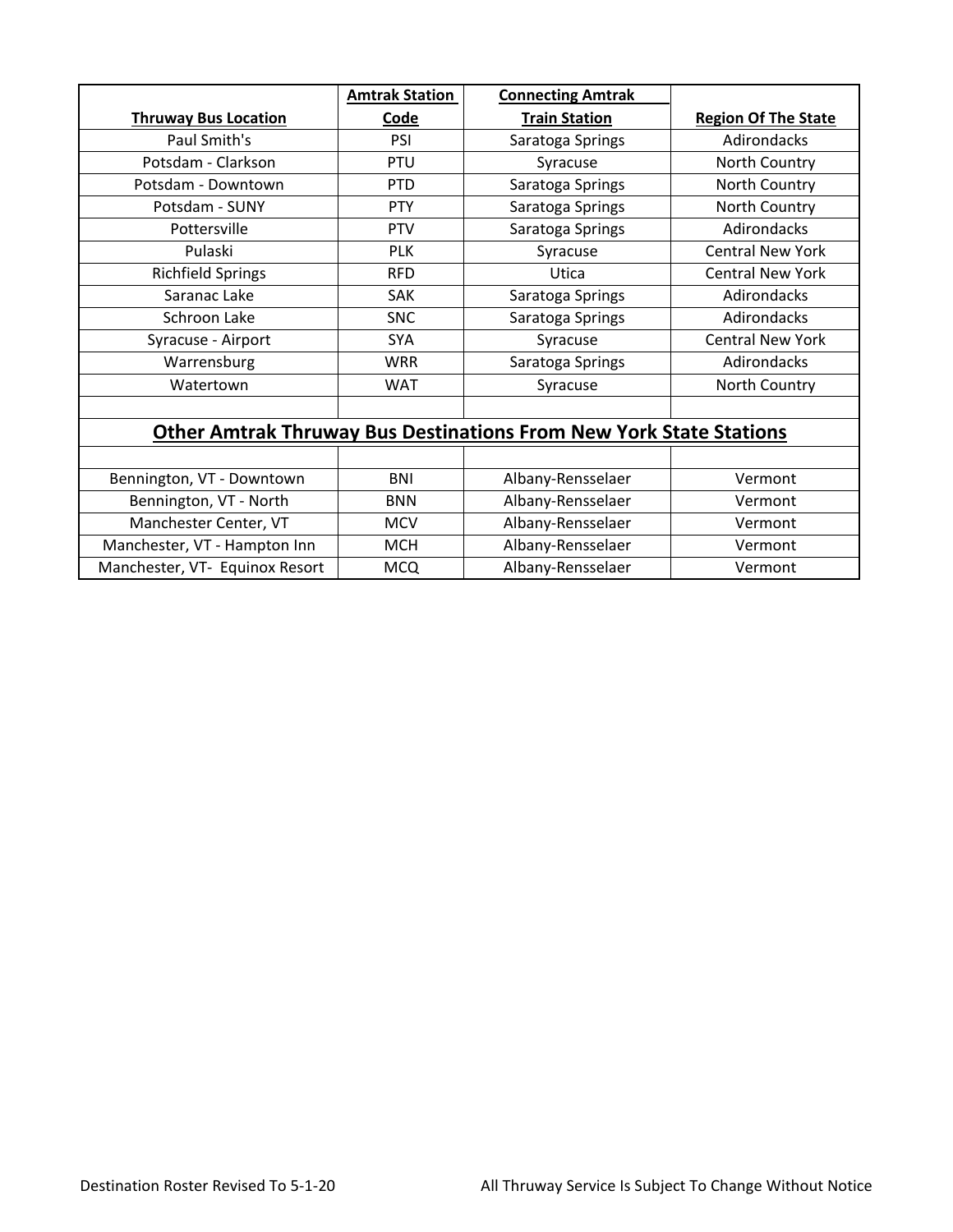| Thruway Bus Location | Amtrak Station Code | Connecting Amtrak Train Station | Region Of The State |
|---|---|---|---|
| Paul Smith's | PSI | Saratoga Springs | Adirondacks |
| Potsdam - Clarkson | PTU | Syracuse | North Country |
| Potsdam - Downtown | PTD | Saratoga Springs | North Country |
| Potsdam - SUNY | PTY | Saratoga Springs | North Country |
| Pottersville | PTV | Saratoga Springs | Adirondacks |
| Pulaski | PLK | Syracuse | Central New York |
| Richfield Springs | RFD | Utica | Central New York |
| Saranac Lake | SAK | Saratoga Springs | Adirondacks |
| Schroon Lake | SNC | Saratoga Springs | Adirondacks |
| Syracuse - Airport | SYA | Syracuse | Central New York |
| Warrensburg | WRR | Saratoga Springs | Adirondacks |
| Watertown | WAT | Syracuse | North Country |
| | | | |
| **Other Amtrak Thruway Bus Destinations From New York State Stations** | | | |
| | | | |
| Bennington, VT - Downtown | BNI | Albany-Rensselaer | Vermont |
| Bennington, VT - North | BNN | Albany-Rensselaer | Vermont |
| Manchester Center, VT | MCV | Albany-Rensselaer | Vermont |
| Manchester, VT - Hampton Inn | MCH | Albany-Rensselaer | Vermont |
| Manchester, VT- Equinox Resort | MCQ | Albany-Rensselaer | Vermont |